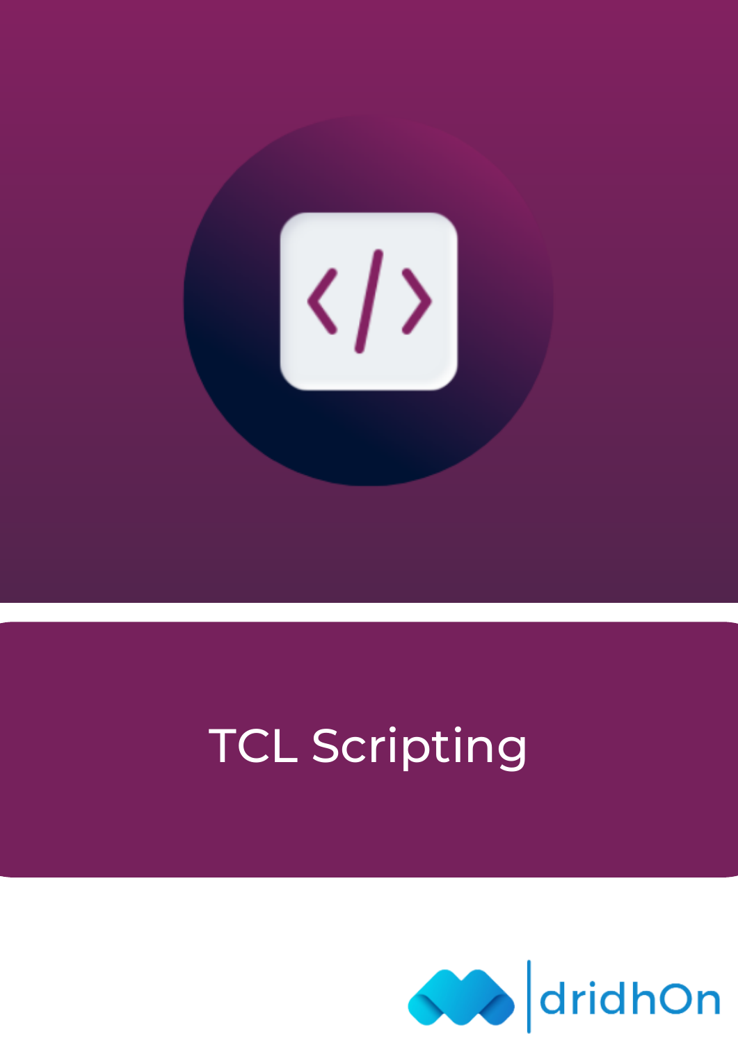# TCL Scripting

dridhOn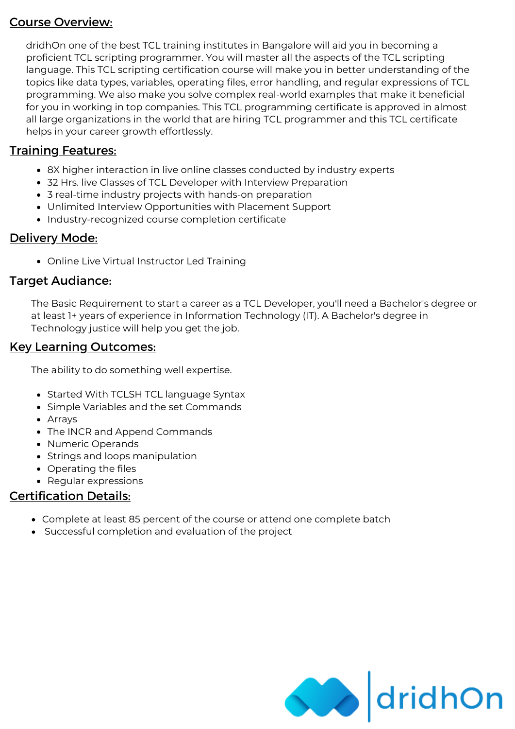## Course Overview:

dridhOn one of the best TCL training institutes in Bangalore will aid you in becoming a proficient TCL scripting programmer. You will master all the aspects of the TCL scripting language. This TCL scripting certification course will make you in better understanding of the topics like data types, variables, operating files, error handling, and regular expressions of TCL programming. We also make you solve complex real-world examples that make it beneficial for you in working in top companies. This TCL programming certificate is approved in almost all large organizations in the world that are hiring TCL programmer and this TCL certificate helps in your career growth effortlessly.

## Training Features:

- 8X higher interaction in live online classes conducted by industry experts
- 32 Hrs. live Classes of TCL Developer with Interview Preparation
- 3 real-time industry projects with hands-on preparation
- Unlimited Interview Opportunities with Placement Support
- Industry-recognized course completion certificate

## Delivery Mode:

- Online Live Virtual Instructor Led Training

## Target Audiance:

The Basic Requirement to start a career as a TCL Developer, you'll need a Bachelor's degree or at least 1+ years of experience in Information Technology (IT). A Bachelor's degree in Technology justice will help you get the job.

## Key Learning Outcomes:

The ability to do something well expertise.

- Started With TCLSH TCL language Syntax
- Simple Variables and the set Commands
- Arrays
- The INCR and Append Commands
- Numeric Operands
- Strings and loops manipulation
- Operating the files
- Regular expressions

## Certification Details:

- Complete at least 85 percent of the course or attend one complete batch
- Successful completion and evaluation of the project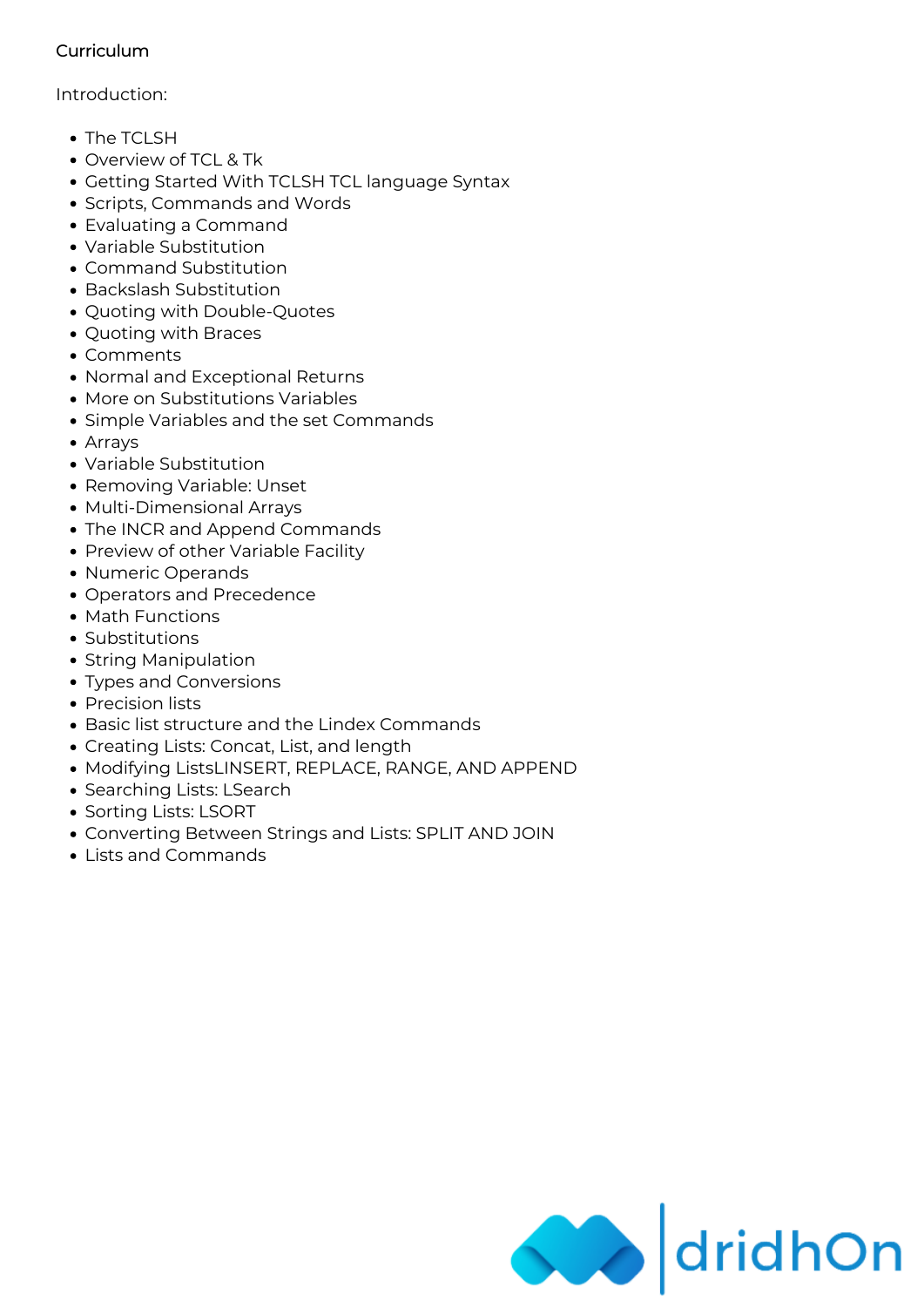Curriculum

Introduction:

- The TCLSH
- Overview of TCL & Tk
- Getting Started With TCLSH TCL language Syntax
- Scripts, Commands and Words
- Evaluating a Command
- Variable Substitution
- Command Substitution
- Backslash Substitution
- Quoting with Double-Quotes
- Quoting with Braces
- Comments
- Normal and Exceptional Returns
- More on Substitutions Variables
- Simple Variables and the set Commands
- Arrays
- Variable Substitution
- Removing Variable: Unset
- Multi-Dimensional Arrays
- The INCR and Append Commands
- Preview of other Variable Facility
- Numeric Operands
- Operators and Precedence
- Math Functions
- Substitutions
- String Manipulation
- Types and Conversions
- Precision lists
- Basic list structure and the Lindex Commands
- Creating Lists: Concat, List, and length
- Modifying ListsLINSERT, REPLACE, RANGE, AND APPEND
- Searching Lists: LSearch
- Sorting Lists: LSORT
- Converting Between Strings and Lists: SPLIT AND JOIN
- Lists and Commands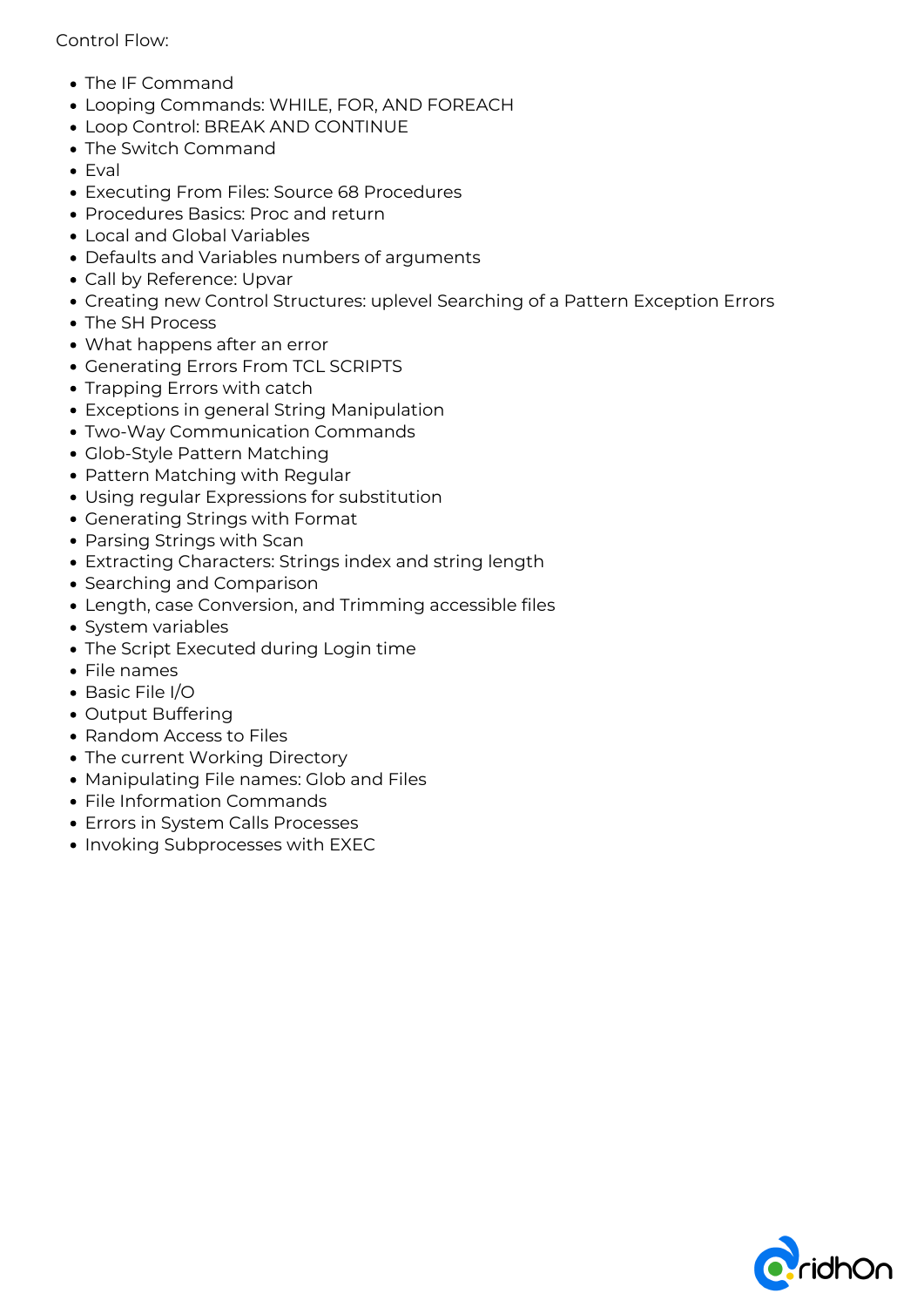Control Flow:

- The IF Command
- Looping Commands: WHILE, FOR, AND FOREACH
- Loop Control: BREAK AND CONTINUE
- The Switch Command
- Eval
- Executing From Files: Source 68 Procedures
- Procedures Basics: Proc and return
- Local and Global Variables
- Defaults and Variables numbers of arguments
- Call by Reference: Upvar
- Creating new Control Structures: uplevel Searching of a Pattern Exception Errors
- The SH Process
- What happens after an error
- Generating Errors From TCL SCRIPTS
- Trapping Errors with catch
- Exceptions in general String Manipulation
- Two-Way Communication Commands
- Glob-Style Pattern Matching
- Pattern Matching with Regular
- Using regular Expressions for substitution
- Generating Strings with Format
- Parsing Strings with Scan
- Extracting Characters: Strings index and string length
- Searching and Comparison
- Length, case Conversion, and Trimming accessible files
- System variables
- The Script Executed during Login time
- File names
- Basic File I/O
- Output Buffering
- Random Access to Files
- The current Working Directory
- Manipulating File names: Glob and Files
- File Information Commands
- Errors in System Calls Processes
- Invoking Subprocesses with EXEC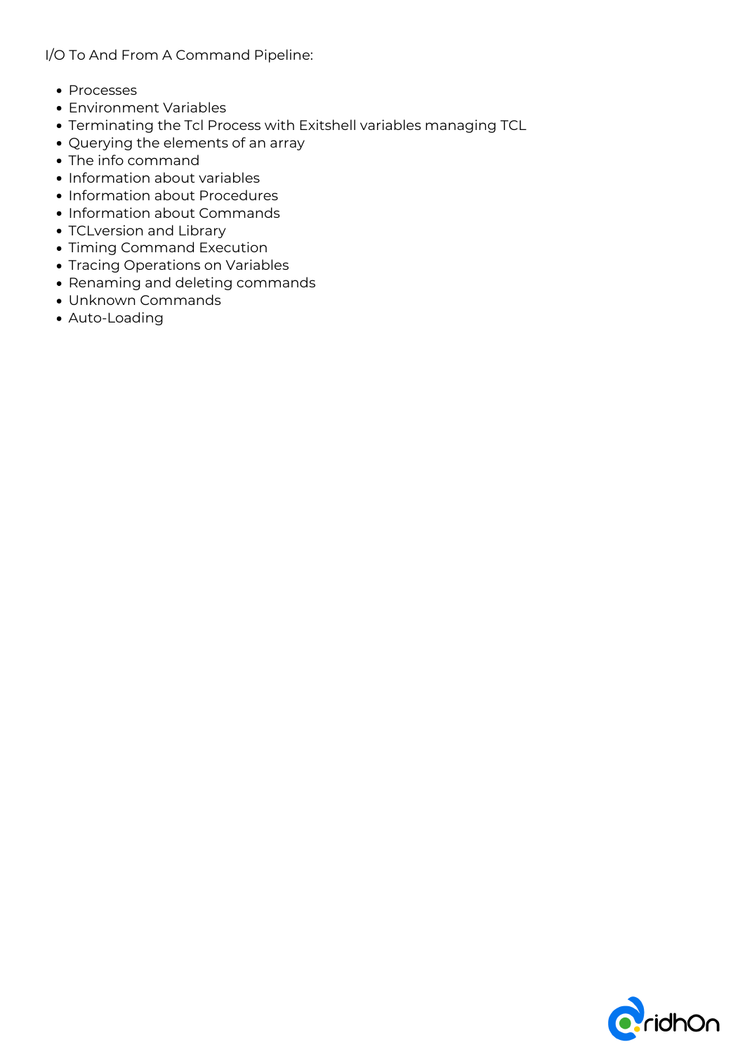I/O To And From A Command Pipeline:

- Processes
- Environment Variables
- Terminating the Tcl Process with Exitshell variables managing TCL
- Querying the elements of an array
- The info command
- Information about variables
- Information about Procedures
- Information about Commands
- TCLversion and Library
- Timing Command Execution
- Tracing Operations on Variables
- Renaming and deleting commands
- Unknown Commands
- Auto-Loading